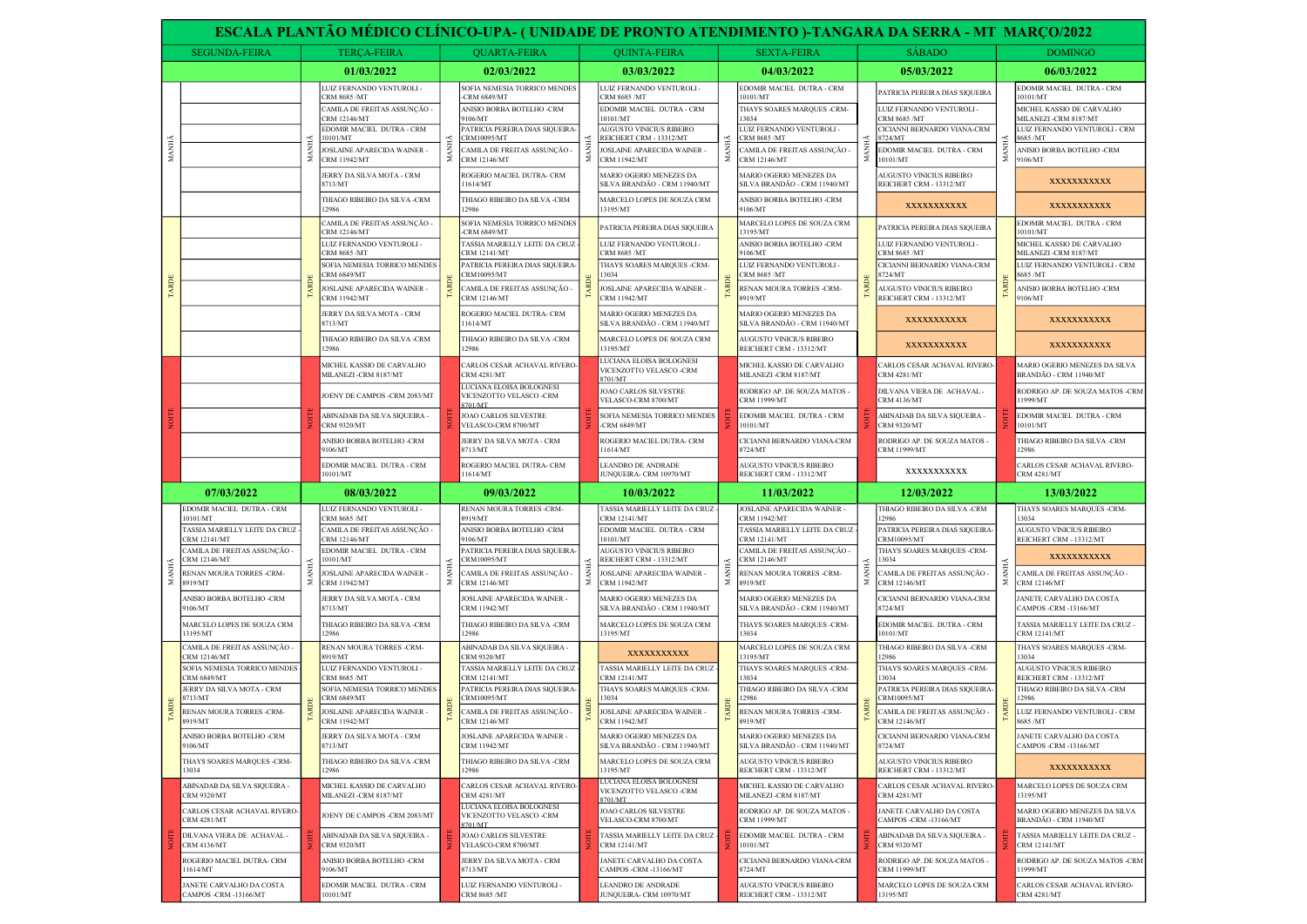# ESCALA PLANTÃO MÉDICO CLÍNICO-UPA- ( UNIDADE DE PRONTO ATENDIMENTO )-TANGARA DA SERRA - MT MARÇO/2022

| | SEGUNDA-FEIRA | TERÇA-FEIRA | QUARTA-FEIRA | QUINTA-FEIRA | SEXTA-FEIRA | SÁBADO | DOMINGO |
|---|---|---|---|---|---|---|---|
| | | 01/03/2022 | 02/03/2022 | 03/03/2022 | 04/03/2022 | 05/03/2022 | 06/03/2022 |
| MANHÃ | | LUIZ FERNANDO VENTUROLI - CRM 8685 /MT | SOFIA NEMESIA TORRICO MENDES -CRM 6849/MT | LUIZ FERNANDO VENTUROLI - CRM 8685 /MT | EDOMIR MACIEL DUTRA - CRM 10101/MT | PATRICIA PEREIRA DIAS SIQUEIRA | EDOMIR MACIEL DUTRA - CRM 10101/MT |
| MANHÃ | | CAMILA DE FREITAS ASSUNÇÃO - CRM 12146/MT | ANISIO BORBA BOTELHO -CRM 9106/MT | EDOMIR MACIEL DUTRA - CRM 10101/MT | THAYS SOARES MARQUES -CRM-13034 | LUIZ FERNANDO VENTUROLI - CRM 8685 /MT | MICHEL KASSIO DE CARVALHO MILANEZI -CRM 8187/MT |
| MANHÃ | | EDOMIR MACIEL DUTRA - CRM 10101/MT | PATRICIA PEREIRA DIAS SIQUEIRA-CRM10095/MT | AUGUSTO VINICIUS RIBEIRO REICHERT CRM - 13312/MT | LUIZ FERNANDO VENTUROLI - CRM 8685 /MT | CICIANNI BERNARDO VIANA-CRM 8724/MT | LUIZ FERNANDO VENTUROLI - CRM 8685 /MT |
| MANHÃ | | JOSLAINE APARECIDA WAINER - CRM 11942/MT | CAMILA DE FREITAS ASSUNÇÃO - CRM 12146/MT | JOSLAINE APARECIDA WAINER - CRM 11942/MT | CAMILA DE FREITAS ASSUNÇÃO - CRM 12146/MT | EDOMIR MACIEL DUTRA - CRM 10101/MT | ANISIO BORBA BOTELHO -CRM 9106/MT |
| MANHÃ | | JERRY DA SILVA MOTA - CRM 8713/MT | ROGERIO MACIEL DUTRA- CRM 11614/MT | MARIO OGERIO MENEZES DA SILVA BRANDÃO - CRM 11940/MT | MARIO OGERIO MENEZES DA SILVA BRANDÃO - CRM 11940/MT | AUGUSTO VINICIUS RIBEIRO REICHERT CRM - 13312/MT | XXXXXXXXXX |
| MANHÃ | | THIAGO RIBEIRO DA SILVA -CRM 12986 | THIAGO RIBEIRO DA SILVA -CRM 12986 | MARCELO LOPES DE SOUZA CRM 13195/MT | ANISIO BORBA BOTELHO -CRM 9106/MT | XXXXXXXXXX | XXXXXXXXXX |
| TARDE | | CAMILA DE FREITAS ASSUNÇÃO - CRM 12146/MT | SOFIA NEMESIA TORRICO MENDES -CRM 6849/MT | PATRICIA PEREIRA DIAS SIQUEIRA | MARCELO LOPES DE SOUZA CRM 13195/MT | PATRICIA PEREIRA DIAS SIQUEIRA | EDOMIR MACIEL DUTRA - CRM 10101/MT |
| TARDE | | LUIZ FERNANDO VENTUROLI - CRM 8685 /MT | TASSIA MARIELLY LEITE DA CRUZ - CRM 12141/MT | LUIZ FERNANDO VENTUROLI - CRM 8685 /MT | ANISIO BORBA BOTELHO -CRM 9106/MT | LUIZ FERNANDO VENTUROLI - CRM 8685 /MT | MICHEL KASSIO DE CARVALHO MILANEZI -CRM 8187/MT |
| TARDE | | SOFIA NEMESIA TORRICO MENDES -CRM 6849/MT | PATRICIA PEREIRA DIAS SIQUEIRA-CRM10095/MT | THAYS SOARES MARQUES -CRM-13034 | LUIZ FERNANDO VENTUROLI - CRM 8685 /MT | CICIANNI BERNARDO VIANA-CRM 8724/MT | LUIZ FERNANDO VENTUROLI - CRM 8685 /MT |
| TARDE | | JOSLAINE APARECIDA WAINER - CRM 11942/MT | CAMILA DE FREITAS ASSUNÇÃO - CRM 12146/MT | JOSLAINE APARECIDA WAINER - CRM 11942/MT | RENAN MOURA TORRES -CRM-8919/MT | AUGUSTO VINICIUS RIBEIRO REICHERT CRM - 13312/MT | ANISIO BORBA BOTELHO -CRM 9106/MT |
| TARDE | | JERRY DA SILVA MOTA - CRM 8713/MT | ROGERIO MACIEL DUTRA- CRM 11614/MT | MARIO OGERIO MENEZES DA SILVA BRANDÃO - CRM 11940/MT | MARIO OGERIO MENEZES DA SILVA BRANDÃO - CRM 11940/MT | XXXXXXXXXX | XXXXXXXXXX |
| TARDE | | THIAGO RIBEIRO DA SILVA -CRM 12986 | THIAGO RIBEIRO DA SILVA -CRM 12986 | MARCELO LOPES DE SOUZA CRM 13195/MT | AUGUSTO VINICIUS RIBEIRO REICHERT CRM - 13312/MT | XXXXXXXXXX | XXXXXXXXXX |
| NOITE | | MICHEL KASSIO DE CARVALHO MILANEZI -CRM 8187/MT | CARLOS CESAR ACHAVAL RIVERO-CRM 4281/MT | LUCIANA ELOISA BOLOGNESI VICENZOTTO VELASCO -CRM 8701/MT | MICHEL KASSIO DE CARVALHO MILANEZI -CRM 8187/MT | CARLOS CESAR ACHAVAL RIVERO-CRM 4281/MT | MARIO OGERIO MENEZES DA SILVA BRANDÃO - CRM 11940/MT |
| NOITE | | JOENY DE CAMPOS -CRM 2083/MT | LUCIANA ELOISA BOLOGNESI VICENZOTTO VELASCO -CRM 8701/MT | JOAO CARLOS SILVESTRE VELASCO-CRM 8700/MT | RODRIGO AP. DE SOUZA MATOS - CRM 11999/MT | DILVANA VIERA DE ACHAVAL - CRM 4136/MT | RODRIGO AP. DE SOUZA MATOS -CRM 11999/MT |
| NOITE | | ABINADAB DA SILVA SIQUEIRA - CRM 9320/MT | JOAO CARLOS SILVESTRE VELASCO-CRM 8700/MT | SOFIA NEMESIA TORRICO MENDES -CRM 6849/MT | EDOMIR MACIEL DUTRA - CRM 10101/MT | ABINADAB DA SILVA SIQUEIRA - CRM 9320/MT | EDOMIR MACIEL DUTRA - CRM 10101/MT |
| NOITE | | ANISIO BORBA BOTELHO -CRM 9106/MT | JERRY DA SILVA MOTA - CRM 8713/MT | ROGERIO MACIEL DUTRA- CRM 11614/MT | CICIANNI BERNARDO VIANA-CRM 8724/MT | RODRIGO AP. DE SOUZA MATOS - CRM 11999/MT | THIAGO RIBEIRO DA SILVA -CRM 12986 |
| NOITE | | EDOMIR MACIEL DUTRA - CRM 10101/MT | ROGERIO MACIEL DUTRA- CRM 11614/MT | LEANDRO DE ANDRADE JUNQUEIRA- CRM 10970/MT | AUGUSTO VINICIUS RIBEIRO REICHERT CRM - 13312/MT | XXXXXXXXXX | CARLOS CESAR ACHAVAL RIVERO-CRM 4281/MT |
| | 07/03/2022 | 08/03/2022 | 09/03/2022 | 10/03/2022 | 11/03/2022 | 12/03/2022 | 13/03/2022 |
| MANHÃ | EDOMIR MACIEL DUTRA - CRM 10101/MT | LUIZ FERNANDO VENTUROLI - CRM 8685 /MT | RENAN MOURA TORRES -CRM-8919/MT | TASSIA MARIELLY LEITE DA CRUZ - CRM 12141/MT | JOSLAINE APARECIDA WAINER - CRM 11942/MT | THIAGO RIBEIRO DA SILVA -CRM 12986 | THAYS SOARES MARQUES -CRM-13034 |
| MANHÃ | TASSIA MARIELLY LEITE DA CRUZ - CRM 12141/MT | CAMILA DE FREITAS ASSUNÇÃO - CRM 12146/MT | ANISIO BORBA BOTELHO -CRM 9106/MT | EDOMIR MACIEL DUTRA - CRM 10101/MT | TASSIA MARIELLY LEITE DA CRUZ - CRM 12141/MT | PATRICIA PEREIRA DIAS SIQUEIRA-CRM10095/MT | AUGUSTO VINICIUS RIBEIRO REICHERT CRM - 13312/MT |
| MANHÃ | CAMILA DE FREITAS ASSUNÇÃO - CRM 12146/MT | EDOMIR MACIEL DUTRA - CRM 10101/MT | PATRICIA PEREIRA DIAS SIQUEIRA-CRM10095/MT | AUGUSTO VINICIUS RIBEIRO REICHERT CRM - 13312/MT | CAMILA DE FREITAS ASSUNÇÃO - CRM 12146/MT | THAYS SOARES MARQUES -CRM-13034 | XXXXXXXXXX |
| MANHÃ | RENAN MOURA TORRES -CRM-8919/MT | JOSLAINE APARECIDA WAINER - CRM 11942/MT | CAMILA DE FREITAS ASSUNÇÃO - CRM 12146/MT | JOSLAINE APARECIDA WAINER - CRM 11942/MT | RENAN MOURA TORRES -CRM-8919/MT | CAMILA DE FREITAS ASSUNÇÃO - CRM 12146/MT | CAMILA DE FREITAS ASSUNÇÃO - CRM 12146/MT |
| MANHÃ | ANISIO BORBA BOTELHO -CRM 9106/MT | JERRY DA SILVA MOTA - CRM 8713/MT | JOSLAINE APARECIDA WAINER - CRM 11942/MT | MARIO OGERIO MENEZES DA SILVA BRANDÃO - CRM 11940/MT | MARIO OGERIO MENEZES DA SILVA BRANDÃO - CRM 11940/MT | CICIANNI BERNARDO VIANA-CRM 8724/MT | JANETE CARVALHO DA COSTA CAMPOS -CRM -13166/MT |
| MANHÃ | MARCELO LOPES DE SOUZA CRM 13195/MT | THIAGO RIBEIRO DA SILVA -CRM 12986 | THIAGO RIBEIRO DA SILVA -CRM 12986 | MARCELO LOPES DE SOUZA CRM 13195/MT | THAYS SOARES MARQUES -CRM-13034 | EDOMIR MACIEL DUTRA - CRM 10101/MT | TASSIA MARIELLY LEITE DA CRUZ - CRM 12141/MT |
| TARDE | CAMILA DE FREITAS ASSUNÇÃO - CRM 12146/MT | RENAN MOURA TORRES -CRM-8919/MT | ABINADAB DA SILVA SIQUEIRA - CRM 9320/MT | XXXXXXXXXX | MARCELO LOPES DE SOUZA CRM 13195/MT | THIAGO RIBEIRO DA SILVA -CRM 12986 | THAYS SOARES MARQUES -CRM-13034 |
| TARDE | SOFIA NEMESIA TORRICO MENDES CRM 6849/MT | LUIZ FERNANDO VENTUROLI - CRM 8685 /MT | TASSIA MARIELLY LEITE DA CRUZ - CRM 12141/MT | TASSIA MARIELLY LEITE DA CRUZ - CRM 12141/MT | THAYS SOARES MARQUES -CRM-13034 | THAYS SOARES MARQUES -CRM-13034 | AUGUSTO VINICIUS RIBEIRO REICHERT CRM - 13312/MT |
| TARDE | JERRY DA SILVA MOTA - CRM 8713/MT | SOFIA NEMESIA TORRICO MENDES CRM 6849/MT | PATRICIA PEREIRA DIAS SIQUEIRA-CRM10095/MT | THAYS SOARES MARQUES -CRM-13034 | THIAGO RIBEIRO DA SILVA -CRM 12986 | PATRICIA PEREIRA DIAS SIQUEIRA-CRM10095/MT | THIAGO RIBEIRO DA SILVA -CRM 12986 |
| TARDE | RENAN MOURA TORRES -CRM-8919/MT | JOSLAINE APARECIDA WAINER - CRM 11942/MT | CAMILA DE FREITAS ASSUNÇÃO - CRM 12146/MT | JOSLAINE APARECIDA WAINER - CRM 11942/MT | RENAN MOURA TORRES -CRM-8919/MT | CAMILA DE FREITAS ASSUNÇÃO - CRM 12146/MT | LUIZ FERNANDO VENTUROLI - CRM 8685 /MT |
| TARDE | ANISIO BORBA BOTELHO -CRM 9106/MT | JERRY DA SILVA MOTA - CRM 8713/MT | JOSLAINE APARECIDA WAINER - CRM 11942/MT | MARIO OGERIO MENEZES DA SILVA BRANDÃO - CRM 11940/MT | MARIO OGERIO MENEZES DA SILVA BRANDÃO - CRM 11940/MT | CICIANNI BERNARDO VIANA-CRM 8724/MT | JANETE CARVALHO DA COSTA CAMPOS -CRM -13166/MT |
| TARDE | THAYS SOARES MARQUES -CRM-13034 | THIAGO RIBEIRO DA SILVA -CRM 12986 | THIAGO RIBEIRO DA SILVA -CRM 12986 | MARCELO LOPES DE SOUZA CRM 13195/MT | AUGUSTO VINICIUS RIBEIRO REICHERT CRM - 13312/MT | AUGUSTO VINICIUS RIBEIRO REICHERT CRM - 13312/MT | XXXXXXXXXX |
| NOITE | ABINADAB DA SILVA SIQUEIRA - CRM 9320/MT | MICHEL KASSIO DE CARVALHO MILANEZI -CRM 8187/MT | CARLOS CESAR ACHAVAL RIVERO-CRM 4281/MT | LUCIANA ELOISA BOLOGNESI VICENZOTTO VELASCO -CRM 8701/MT | MICHEL KASSIO DE CARVALHO MILANEZI -CRM 8187/MT | CARLOS CESAR ACHAVAL RIVERO-CRM 4281/MT | MARCELO LOPES DE SOUZA CRM 13195/MT |
| NOITE | CARLOS CESAR ACHAVAL RIVERO-CRM 4281/MT | JOENY DE CAMPOS -CRM 2083/MT | LUCIANA ELOISA BOLOGNESI VICENZOTTO VELASCO -CRM 8701/MT | JOAO CARLOS SILVESTRE VELASCO-CRM 8700/MT | RODRIGO AP. DE SOUZA MATOS - CRM 11999/MT | JANETE CARVALHO DA COSTA CAMPOS -CRM -13166/MT | MARIO OGERIO MENEZES DA SILVA BRANDÃO - CRM 11940/MT |
| NOITE | DILVANA VIERA DE ACHAVAL - CRM 4136/MT | ABINADAB DA SILVA SIQUEIRA - CRM 9320/MT | JOAO CARLOS SILVESTRE VELASCO-CRM 8700/MT | TASSIA MARIELLY LEITE DA CRUZ - CRM 12141/MT | EDOMIR MACIEL DUTRA - CRM 10101/MT | ABINADAB DA SILVA SIQUEIRA - CRM 9320/MT | TASSIA MARIELLY LEITE DA CRUZ - CRM 12141/MT |
| NOITE | ROGERIO MACIEL DUTRA- CRM 11614/MT | ANISIO BORBA BOTELHO -CRM 9106/MT | JERRY DA SILVA MOTA - CRM 8713/MT | JANETE CARVALHO DA COSTA CAMPOS -CRM -13166/MT | CICIANNI BERNARDO VIANA-CRM 8724/MT | RODRIGO AP. DE SOUZA MATOS - CRM 11999/MT | RODRIGO AP. DE SOUZA MATOS -CRM 11999/MT |
| NOITE | JANETE CARVALHO DA COSTA CAMPOS -CRM -13166/MT | EDOMIR MACIEL DUTRA - CRM 10101/MT | LUIZ FERNANDO VENTUROLI - CRM 8685 /MT | LEANDRO DE ANDRADE JUNQUEIRA- CRM 10970/MT | AUGUSTO VINICIUS RIBEIRO REICHERT CRM - 13312/MT | MARCELO LOPES DE SOUZA CRM 13195/MT | CARLOS CESAR ACHAVAL RIVERO-CRM 4281/MT |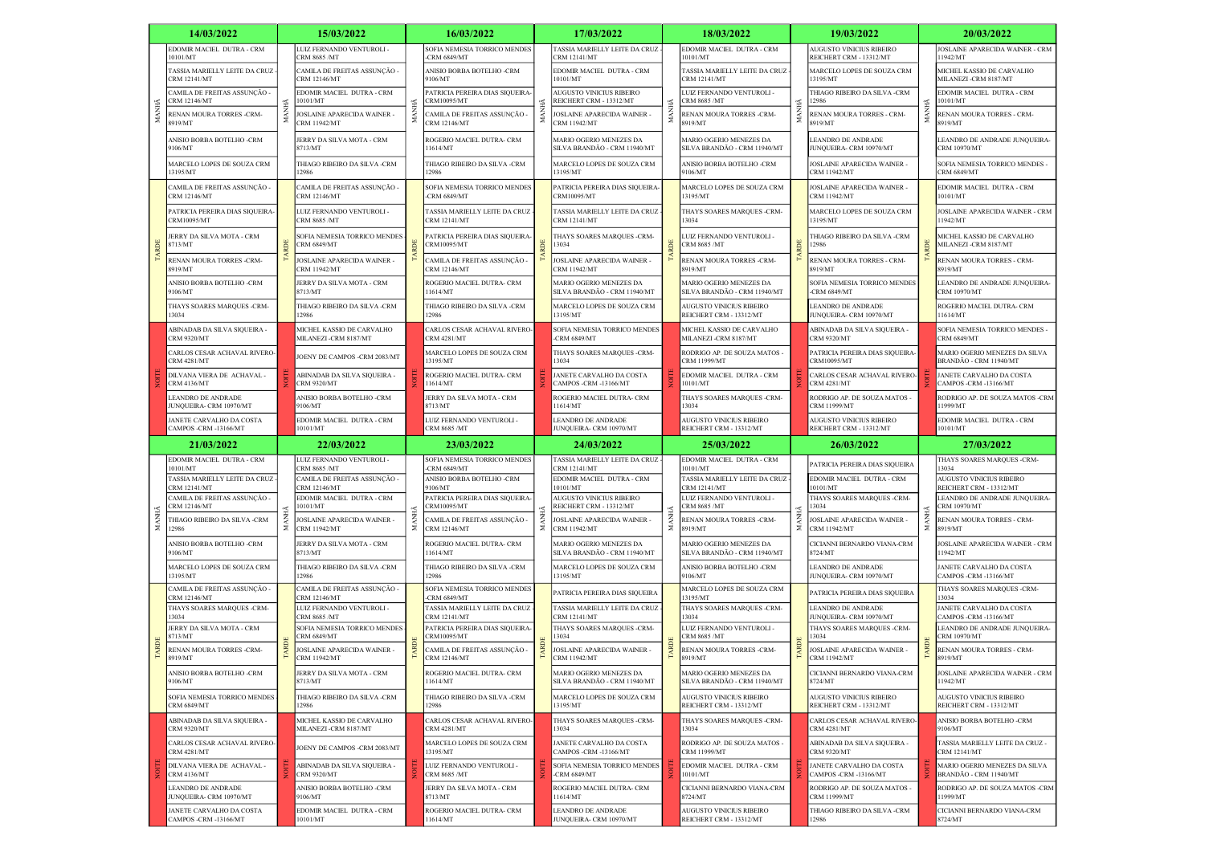| Turno | 14/03/2022 | 15/03/2022 | 16/03/2022 | 17/03/2022 | 18/03/2022 | 19/03/2022 | 20/03/2022 |
|---|---|---|---|---|---|---|---|
| MANHÃ | EDOMIR MACIEL DUTRA - CRM 10101/MT | LUIZ FERNANDO VENTUROLI - CRM 8685 /MT | SOFIA NEMESIA TORRICO MENDES -CRM 6849/MT | TASSIA MARIELLY LEITE DA CRUZ - CRM 12141/MT | EDOMIR MACIEL DUTRA - CRM 10101/MT | AUGUSTO VINICIUS RIBEIRO REICHERT CRM - 13312/MT | JOSLAINE APARECIDA WAINER - CRM 11942/MT |
| MANHÃ | TASSIA MARIELLY LEITE DA CRUZ - CRM 12141/MT | CAMILA DE FREITAS ASSUNÇÃO - CRM 12146/MT | ANISIO BORBA BOTELHO -CRM 9106/MT | EDOMIR MACIEL DUTRA - CRM 10101/MT | TASSIA MARIELLY LEITE DA CRUZ - CRM 12141/MT | MARCELO LOPES DE SOUZA CRM 13195/MT | MICHEL KASSIO DE CARVALHO MILANEZI -CRM 8187/MT |
| MANHÃ | CAMILA DE FREITAS ASSUNÇÃO - CRM 12146/MT | EDOMIR MACIEL DUTRA - CRM 10101/MT | PATRICIA PEREIRA DIAS SIQUEIRA-CRM10095/MT | AUGUSTO VINICIUS RIBEIRO REICHERT CRM - 13312/MT | LUIZ FERNANDO VENTUROLI - CRM 8685 /MT | THIAGO RIBEIRO DA SILVA -CRM 12986 | EDOMIR MACIEL DUTRA - CRM 10101/MT |
| MANHÃ | RENAN MOURA TORRES -CRM-8919/MT | JOSLAINE APARECIDA WAINER - CRM 11942/MT | CAMILA DE FREITAS ASSUNÇÃO - CRM 12146/MT | JOSLAINE APARECIDA WAINER - CRM 11942/MT | RENAN MOURA TORRES -CRM-8919/MT | RENAN MOURA TORRES - CRM-8919/MT | RENAN MOURA TORRES - CRM-8919/MT |
| MANHÃ | ANISIO BORBA BOTELHO -CRM 9106/MT | JERRY DA SILVA MOTA - CRM 8713/MT | ROGERIO MACIEL DUTRA- CRM 11614/MT | MARIO OGERIO MENEZES DA SILVA BRANDÃO - CRM 11940/MT | MARIO OGERIO MENEZES DA SILVA BRANDÃO - CRM 11940/MT | LEANDRO DE ANDRADE JUNQUEIRA- CRM 10970/MT | LEANDRO DE ANDRADE JUNQUEIRA-CRM 10970/MT |
| MANHÃ | MARCELO LOPES DE SOUZA CRM 13195/MT | THIAGO RIBEIRO DA SILVA -CRM 12986 | THIAGO RIBEIRO DA SILVA -CRM 12986 | MARCELO LOPES DE SOUZA CRM 13195/MT | ANISIO BORBA BOTELHO -CRM 9106/MT | JOSLAINE APARECIDA WAINER - CRM 11942/MT | SOFIA NEMESIA TORRICO MENDES - CRM 6849/MT |
| TARDE | CAMILA DE FREITAS ASSUNÇÃO - CRM 12146/MT | CAMILA DE FREITAS ASSUNÇÃO - CRM 12146/MT | SOFIA NEMESIA TORRICO MENDES -CRM 6849/MT | PATRICIA PEREIRA DIAS SIQUEIRA-CRM10095/MT | MARCELO LOPES DE SOUZA CRM 13195/MT | JOSLAINE APARECIDA WAINER - CRM 11942/MT | EDOMIR MACIEL DUTRA - CRM 10101/MT |
| TARDE | PATRICIA PEREIRA DIAS SIQUEIRA-CRM10095/MT | LUIZ FERNANDO VENTUROLI - CRM 8685 /MT | TASSIA MARIELLY LEITE DA CRUZ - CRM 12141/MT | TASSIA MARIELLY LEITE DA CRUZ - CRM 12141/MT | THAYS SOARES MARQUES -CRM-13034 | MARCELO LOPES DE SOUZA CRM 13195/MT | JOSLAINE APARECIDA WAINER - CRM 11942/MT |
| TARDE | JERRY DA SILVA MOTA - CRM 8713/MT | SOFIA NEMESIA TORRICO MENDES CRM 6849/MT | PATRICIA PEREIRA DIAS SIQUEIRA-CRM10095/MT | THAYS SOARES MARQUES -CRM-13034 | LUIZ FERNANDO VENTUROLI - CRM 8685 /MT | THIAGO RIBEIRO DA SILVA -CRM 12986 | MICHEL KASSIO DE CARVALHO MILANEZI -CRM 8187/MT |
| TARDE | RENAN MOURA TORRES -CRM-8919/MT | JOSLAINE APARECIDA WAINER - CRM 11942/MT | CAMILA DE FREITAS ASSUNÇÃO - CRM 12146/MT | JOSLAINE APARECIDA WAINER - CRM 11942/MT | RENAN MOURA TORRES -CRM-8919/MT | RENAN MOURA TORRES - CRM-8919/MT | RENAN MOURA TORRES - CRM-8919/MT |
| TARDE | ANISIO BORBA BOTELHO -CRM 9106/MT | JERRY DA SILVA MOTA - CRM 8713/MT | ROGERIO MACIEL DUTRA- CRM 11614/MT | MARIO OGERIO MENEZES DA SILVA BRANDÃO - CRM 11940/MT | MARIO OGERIO MENEZES DA SILVA BRANDÃO - CRM 11940/MT | SOFIA NEMESIA TORRICO MENDES -CRM 6849/MT | LEANDRO DE ANDRADE JUNQUEIRA-CRM 10970/MT |
| TARDE | THAYS SOARES MARQUES -CRM-13034 | THIAGO RIBEIRO DA SILVA -CRM 12986 | THIAGO RIBEIRO DA SILVA -CRM 12986 | MARCELO LOPES DE SOUZA CRM 13195/MT | AUGUSTO VINICIUS RIBEIRO REICHERT CRM - 13312/MT | LEANDRO DE ANDRADE JUNQUEIRA- CRM 10970/MT | ROGERIO MACIEL DUTRA- CRM 11614/MT |
| NOITE | ABINADAB DA SILVA SIQUEIRA - CRM 9320/MT | MICHEL KASSIO DE CARVALHO MILANEZI -CRM 8187/MT | CARLOS CESAR ACHAVAL RIVERO-CRM 4281/MT | SOFIA NEMESIA TORRICO MENDES -CRM 6849/MT | MICHEL KASSIO DE CARVALHO MILANEZI -CRM 8187/MT | ABINADAB DA SILVA SIQUEIRA - CRM 9320/MT | SOFIA NEMESIA TORRICO MENDES - CRM 6849/MT |
| NOITE | CARLOS CESAR ACHAVAL RIVERO-CRM 4281/MT | JOENY DE CAMPOS -CRM 2083/MT | MARCELO LOPES DE SOUZA CRM 13195/MT | THAYS SOARES MARQUES -CRM-13034 | RODRIGO AP. DE SOUZA MATOS - CRM 11999/MT | PATRICIA PEREIRA DIAS SIQUEIRA-CRM10095/MT | MARIO OGERIO MENEZES DA SILVA BRANDÃO - CRM 11940/MT |
| NOITE | DILVANA VIERA DE ACHAVAL - CRM 4136/MT | ABINADAB DA SILVA SIQUEIRA - CRM 9320/MT | ROGERIO MACIEL DUTRA- CRM 11614/MT | JANETE CARVALHO DA COSTA CAMPOS -CRM -13166/MT | EDOMIR MACIEL DUTRA - CRM 10101/MT | CARLOS CESAR ACHAVAL RIVERO-CRM 4281/MT | JANETE CARVALHO DA COSTA CAMPOS -CRM -13166/MT |
| NOITE | LEANDRO DE ANDRADE JUNQUEIRA- CRM 10970/MT | ANISIO BORBA BOTELHO -CRM 9106/MT | JERRY DA SILVA MOTA - CRM 8713/MT | ROGERIO MACIEL DUTRA- CRM 11614/MT | THAYS SOARES MARQUES -CRM-13034 | RODRIGO AP. DE SOUZA MATOS - CRM 11999/MT | RODRIGO AP. DE SOUZA MATOS -CRM 11999/MT |
| NOITE | JANETE CARVALHO DA COSTA CAMPOS -CRM -13166/MT | EDOMIR MACIEL DUTRA - CRM 10101/MT | LUIZ FERNANDO VENTUROLI - CRM 8685 /MT | LEANDRO DE ANDRADE JUNQUEIRA- CRM 10970/MT | AUGUSTO VINICIUS RIBEIRO REICHERT CRM - 13312/MT | AUGUSTO VINICIUS RIBEIRO REICHERT CRM - 13312/MT | EDOMIR MACIEL DUTRA - CRM 10101/MT |

| Turno | 21/03/2022 | 22/03/2022 | 23/03/2022 | 24/03/2022 | 25/03/2022 | 26/03/2022 | 27/03/2022 |
|---|---|---|---|---|---|---|---|
| MANHÃ | EDOMIR MACIEL DUTRA - CRM 10101/MT | LUIZ FERNANDO VENTUROLI - CRM 8685 /MT | SOFIA NEMESIA TORRICO MENDES -CRM 6849/MT | TASSIA MARIELLY LEITE DA CRUZ - CRM 12141/MT | EDOMIR MACIEL DUTRA - CRM 10101/MT | PATRICIA PEREIRA DIAS SIQUEIRA | THAYS SOARES MARQUES -CRM-13034 |
| MANHÃ | TASSIA MARIELLY LEITE DA CRUZ - CRM 12141/MT | CAMILA DE FREITAS ASSUNÇÃO - CRM 12146/MT | ANISIO BORBA BOTELHO -CRM 9106/MT | EDOMIR MACIEL DUTRA - CRM 10101/MT | TASSIA MARIELLY LEITE DA CRUZ - CRM 12141/MT | EDOMIR MACIEL DUTRA - CRM 10101/MT | AUGUSTO VINICIUS RIBEIRO REICHERT CRM - 13312/MT |
| MANHÃ | CAMILA DE FREITAS ASSUNÇÃO - CRM 12146/MT | EDOMIR MACIEL DUTRA - CRM 10101/MT | PATRICIA PEREIRA DIAS SIQUEIRA-CRM10095/MT | AUGUSTO VINICIUS RIBEIRO REICHERT CRM - 13312/MT | LUIZ FERNANDO VENTUROLI - CRM 8685 /MT | THAYS SOARES MARQUES -CRM-13034 | LEANDRO DE ANDRADE JUNQUEIRA-CRM 10970/MT |
| MANHÃ | THIAGO RIBEIRO DA SILVA -CRM 12986 | JOSLAINE APARECIDA WAINER - CRM 11942/MT | CAMILA DE FREITAS ASSUNÇÃO - CRM 12146/MT | JOSLAINE APARECIDA WAINER - CRM 11942/MT | RENAN MOURA TORRES -CRM-8919/MT | JOSLAINE APARECIDA WAINER - CRM 11942/MT | RENAN MOURA TORRES - CRM-8919/MT |
| MANHÃ | ANISIO BORBA BOTELHO -CRM 9106/MT | JERRY DA SILVA MOTA - CRM 8713/MT | ROGERIO MACIEL DUTRA- CRM 11614/MT | MARIO OGERIO MENEZES DA SILVA BRANDÃO - CRM 11940/MT | MARIO OGERIO MENEZES DA SILVA BRANDÃO - CRM 11940/MT | CICIANNI BERNARDO VIANA-CRM 8724/MT | JOSLAINE APARECIDA WAINER - CRM 11942/MT |
| MANHÃ | MARCELO LOPES DE SOUZA CRM 13195/MT | THIAGO RIBEIRO DA SILVA -CRM 12986 | THIAGO RIBEIRO DA SILVA -CRM 12986 | MARCELO LOPES DE SOUZA CRM 13195/MT | ANISIO BORBA BOTELHO -CRM 9106/MT | LEANDRO DE ANDRADE JUNQUEIRA- CRM 10970/MT | JANETE CARVALHO DA COSTA CAMPOS -CRM -13166/MT |
| TARDE | CAMILA DE FREITAS ASSUNÇÃO - CRM 12146/MT | CAMILA DE FREITAS ASSUNÇÃO - CRM 12146/MT | SOFIA NEMESIA TORRICO MENDES -CRM 6849/MT | PATRICIA PEREIRA DIAS SIQUEIRA | MARCELO LOPES DE SOUZA CRM 13195/MT | PATRICIA PEREIRA DIAS SIQUEIRA | THAYS SOARES MARQUES -CRM-13034 |
| TARDE | THAYS SOARES MARQUES -CRM-13034 | LUIZ FERNANDO VENTUROLI - CRM 8685 /MT | TASSIA MARIELLY LEITE DA CRUZ - CRM 12141/MT | TASSIA MARIELLY LEITE DA CRUZ - CRM 12141/MT | THAYS SOARES MARQUES -CRM-13034 | LEANDRO DE ANDRADE JUNQUEIRA- CRM 10970/MT | JANETE CARVALHO DA COSTA CAMPOS -CRM -13166/MT |
| TARDE | JERRY DA SILVA MOTA - CRM 8713/MT | SOFIA NEMESIA TORRICO MENDES CRM 6849/MT | PATRICIA PEREIRA DIAS SIQUEIRA-CRM10095/MT | THAYS SOARES MARQUES -CRM-13034 | LUIZ FERNANDO VENTUROLI - CRM 8685 /MT | THAYS SOARES MARQUES -CRM-13034 | LEANDRO DE ANDRADE JUNQUEIRA-CRM 10970/MT |
| TARDE | RENAN MOURA TORRES -CRM-8919/MT | JOSLAINE APARECIDA WAINER - CRM 11942/MT | CAMILA DE FREITAS ASSUNÇÃO - CRM 12146/MT | JOSLAINE APARECIDA WAINER - CRM 11942/MT | RENAN MOURA TORRES -CRM-8919/MT | JOSLAINE APARECIDA WAINER - CRM 11942/MT | RENAN MOURA TORRES - CRM-8919/MT |
| TARDE | ANISIO BORBA BOTELHO -CRM 9106/MT | JERRY DA SILVA MOTA - CRM 8713/MT | ROGERIO MACIEL DUTRA- CRM 11614/MT | MARIO OGERIO MENEZES DA SILVA BRANDÃO - CRM 11940/MT | MARIO OGERIO MENEZES DA SILVA BRANDÃO - CRM 11940/MT | CICIANNI BERNARDO VIANA-CRM 8724/MT | JOSLAINE APARECIDA WAINER - CRM 11942/MT |
| TARDE | SOFIA NEMESIA TORRICO MENDES CRM 6849/MT | THIAGO RIBEIRO DA SILVA -CRM 12986 | THIAGO RIBEIRO DA SILVA -CRM 12986 | MARCELO LOPES DE SOUZA CRM 13195/MT | AUGUSTO VINICIUS RIBEIRO REICHERT CRM - 13312/MT | AUGUSTO VINICIUS RIBEIRO REICHERT CRM - 13312/MT | AUGUSTO VINICIUS RIBEIRO REICHERT CRM - 13312/MT |
| NOITE | ABINADAB DA SILVA SIQUEIRA - CRM 9320/MT | MICHEL KASSIO DE CARVALHO MILANEZI -CRM 8187/MT | CARLOS CESAR ACHAVAL RIVERO-CRM 4281/MT | THAYS SOARES MARQUES -CRM-13034 | THAYS SOARES MARQUES -CRM-13034 | CARLOS CESAR ACHAVAL RIVERO-CRM 4281/MT | ANISIO BORBA BOTELHO -CRM 9106/MT |
| NOITE | CARLOS CESAR ACHAVAL RIVERO-CRM 4281/MT | JOENY DE CAMPOS -CRM 2083/MT | MARCELO LOPES DE SOUZA CRM 13195/MT | JANETE CARVALHO DA COSTA CAMPOS -CRM -13166/MT | RODRIGO AP. DE SOUZA MATOS - CRM 11999/MT | ABINADAB DA SILVA SIQUEIRA - CRM 9320/MT | TASSIA MARIELLY LEITE DA CRUZ - CRM 12141/MT |
| NOITE | DILVANA VIERA DE ACHAVAL - CRM 4136/MT | ABINADAB DA SILVA SIQUEIRA - CRM 9320/MT | LUIZ FERNANDO VENTUROLI - CRM 8685 /MT | SOFIA NEMESIA TORRICO MENDES -CRM 6849/MT | EDOMIR MACIEL DUTRA - CRM 10101/MT | JANETE CARVALHO DA COSTA CAMPOS -CRM -13166/MT | MARIO OGERIO MENEZES DA SILVA BRANDÃO - CRM 11940/MT |
| NOITE | LEANDRO DE ANDRADE JUNQUEIRA- CRM 10970/MT | ANISIO BORBA BOTELHO -CRM 9106/MT | JERRY DA SILVA MOTA - CRM 8713/MT | ROGERIO MACIEL DUTRA- CRM 11614/MT | CICIANNI BERNARDO VIANA-CRM 8724/MT | RODRIGO AP. DE SOUZA MATOS - CRM 11999/MT | RODRIGO AP. DE SOUZA MATOS -CRM 11999/MT |
| NOITE | JANETE CARVALHO DA COSTA CAMPOS -CRM -13166/MT | EDOMIR MACIEL DUTRA - CRM 10101/MT | ROGERIO MACIEL DUTRA- CRM 11614/MT | LEANDRO DE ANDRADE JUNQUEIRA- CRM 10970/MT | AUGUSTO VINICIUS RIBEIRO REICHERT CRM - 13312/MT | THIAGO RIBEIRO DA SILVA -CRM 12986 | CICIANNI BERNARDO VIANA-CRM 8724/MT |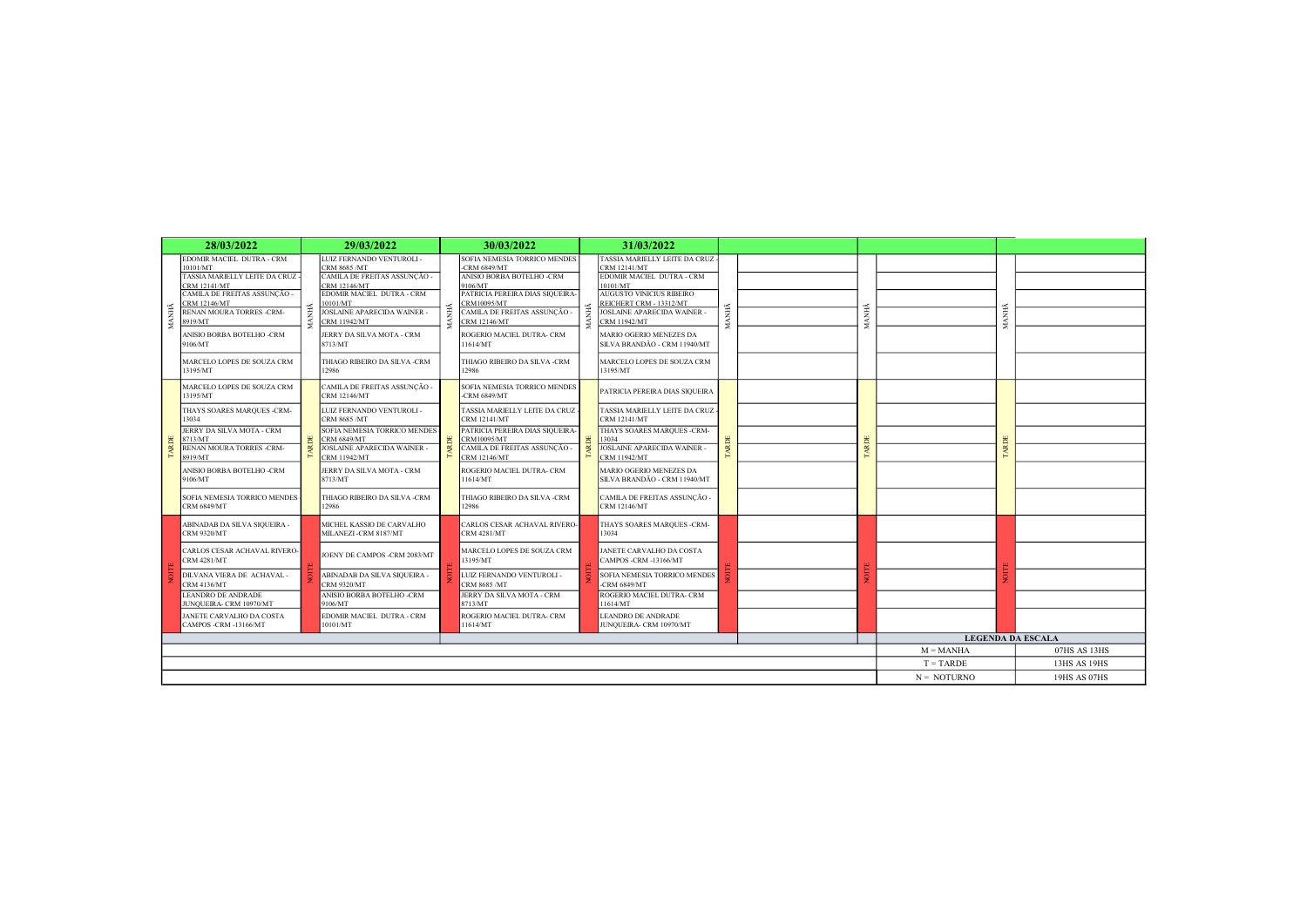| | 28/03/2022 | | 29/03/2022 | | 30/03/2022 | | 31/03/2022 | | | | | | |
|---|---|---|---|---|---|---|---|---|---|---|---|---|---|
| MANHÃ | EDOMIR MACIEL DUTRA - CRM 10101/MT | MANHÃ | LUIZ FERNANDO VENTUROLI - CRM 8685 /MT | MANHÃ | SOFIA NEMESIA TORRICO MENDES -CRM 6849/MT | MANHÃ | TASSIA MARIELLY LEITE DA CRUZ - CRM 12141/MT | MANHÃ | | MANHÃ | | MANHÃ | |
| | TASSIA MARIELLY LEITE DA CRUZ - CRM 12141/MT | | CAMILA DE FREITAS ASSUNÇÃO - CRM 12146/MT | | ANISIO BORBA BOTELHO -CRM 9106/MT | | EDOMIR MACIEL DUTRA - CRM 10101/MT | | | | | | |
| | CAMILA DE FREITAS ASSUNÇÃO - CRM 12146/MT | | EDOMIR MACIEL DUTRA - CRM 10101/MT | | PATRICIA PEREIRA DIAS SIQUEIRA- CRM10095/MT | | AUGUSTO VINICIUS RIBEIRO REICHERT CRM - 13312/MT | | | | | | |
| | RENAN MOURA TORRES -CRM- 8919/MT | | JOSLAINE APARECIDA WAINER - CRM 11942/MT | | CAMILA DE FREITAS ASSUNÇÃO - CRM 12146/MT | | JOSLAINE APARECIDA WAINER - CRM 11942/MT | | | | | | |
| | ANISIO BORBA BOTELHO -CRM 9106/MT | | JERRY DA SILVA MOTA - CRM 8713/MT | | ROGERIO MACIEL DUTRA- CRM 11614/MT | | MARIO OGERIO MENEZES DA SILVA BRANDÃO - CRM 11940/MT | | | | | | |
| | MARCELO LOPES DE SOUZA CRM 13195/MT | | THIAGO RIBEIRO DA SILVA -CRM 12986 | | THIAGO RIBEIRO DA SILVA -CRM 12986 | | MARCELO LOPES DE SOUZA CRM 13195/MT | | | | | | |
| TARDE | MARCELO LOPES DE SOUZA CRM 13195/MT | TARDE | CAMILA DE FREITAS ASSUNÇÃO - CRM 12146/MT | TARDE | SOFIA NEMESIA TORRICO MENDES -CRM 6849/MT | TARDE | PATRICIA PEREIRA DIAS SIQUEIRA | TARDE | | TARDE | | TARDE | |
| | THAYS SOARES MARQUES -CRM- 13034 | | LUIZ FERNANDO VENTUROLI - CRM 8685 /MT | | TASSIA MARIELLY LEITE DA CRUZ - CRM 12141/MT | | TASSIA MARIELLY LEITE DA CRUZ - CRM 12141/MT | | | | | | |
| | JERRY DA SILVA MOTA - CRM 8713/MT | | SOFIA NEMESIA TORRICO MENDES CRM 6849/MT | | PATRICIA PEREIRA DIAS SIQUEIRA- CRM10095/MT | | THAYS SOARES MARQUES -CRM- 13034 | | | | | | |
| | RENAN MOURA TORRES -CRM- 8919/MT | | JOSLAINE APARECIDA WAINER - CRM 11942/MT | | CAMILA DE FREITAS ASSUNÇÃO - CRM 12146/MT | | JOSLAINE APARECIDA WAINER - CRM 11942/MT | | | | | | |
| | ANISIO BORBA BOTELHO -CRM 9106/MT | | JERRY DA SILVA MOTA - CRM 8713/MT | | ROGERIO MACIEL DUTRA- CRM 11614/MT | | MARIO OGERIO MENEZES DA SILVA BRANDÃO - CRM 11940/MT | | | | | | |
| | SOFIA NEMESIA TORRICO MENDES CRM 6849/MT | | THIAGO RIBEIRO DA SILVA -CRM 12986 | | THIAGO RIBEIRO DA SILVA -CRM 12986 | | CAMILA DE FREITAS ASSUNÇÃO - CRM 12146/MT | | | | | | |
| NOITE | ABINADAB DA SILVA SIQUEIRA - CRM 9320/MT | NOITE | MICHEL KASSIO DE CARVALHO MILANEZI -CRM 8187/MT | NOITE | CARLOS CESAR ACHAVAL RIVERO- CRM 4281/MT | NOITE | THAYS SOARES MARQUES -CRM- 13034 | NOITE | | NOITE | | NOITE | |
| | CARLOS CESAR ACHAVAL RIVERO- CRM 4281/MT | | JOENY DE CAMPOS -CRM 2083/MT | | MARCELO LOPES DE SOUZA CRM 13195/MT | | JANETE CARVALHO DA COSTA CAMPOS -CRM -13166/MT | | | | | | |
| | DILVANA VIERA DE ACHAVAL - CRM 4136/MT | | ABINADAB DA SILVA SIQUEIRA - CRM 9320/MT | | LUIZ FERNANDO VENTUROLI - CRM 8685 /MT | | SOFIA NEMESIA TORRICO MENDES -CRM 6849/MT | | | | | | |
| | LEANDRO DE ANDRADE JUNQUEIRA- CRM 10970/MT | | ANISIO BORBA BOTELHO -CRM 9106/MT | | JERRY DA SILVA MOTA - CRM 8713/MT | | ROGERIO MACIEL DUTRA- CRM 11614/MT | | | | | | |
| | JANETE CARVALHO DA COSTA CAMPOS -CRM -13166/MT | | EDOMIR MACIEL DUTRA - CRM 10101/MT | | ROGERIO MACIEL DUTRA- CRM 11614/MT | | LEANDRO DE ANDRADE JUNQUEIRA- CRM 10970/MT | | | | | | |

| LEGENDA DA ESCALA | |
|---|---|
| M = MANHA | 07HS AS 13HS |
| T = TARDE | 13HS AS 19HS |
| N = NOTURNO | 19HS AS 07HS |